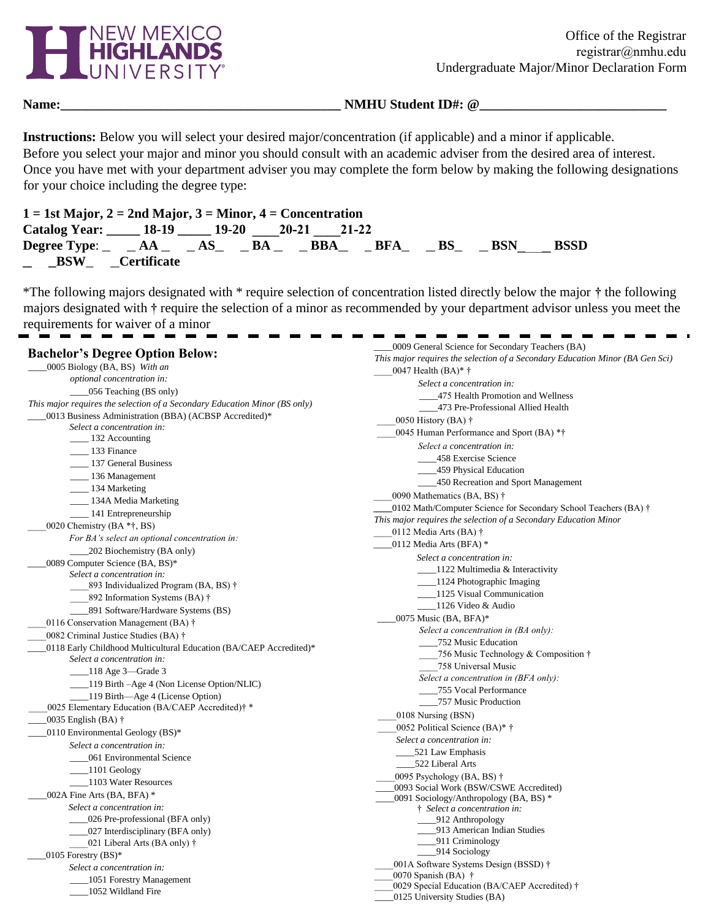NEW MEXICO HIGHLANDS UNIVERSITY

Office of the Registrar
registrar@nmhu.edu
Undergraduate Major/Minor Declaration Form

**Name:\_\_\_\_\_\_\_\_\_\_\_\_\_\_\_\_\_\_\_\_\_\_\_\_\_\_\_\_\_\_\_\_\_\_\_\_\_\_\_\_\_\_ NMHU Student ID#: @\_\_\_\_\_\_\_\_\_\_\_\_\_\_\_\_\_\_\_\_\_\_\_\_\_\_\_\_**

**Instructions:** Below you will select your desired major/concentration (if applicable) and a minor if applicable. Before you select your major and minor you should consult with an academic adviser from the desired area of interest. Once you have met with your department adviser you may complete the form below by making the following designations for your choice including the degree type:

**1 = 1st Major, 2 = 2nd Major, 3 = Minor, 4 = Concentration**
**Catalog Year: \_\_\_\_\_ 18-19 \_\_\_\_\_ 19-20 \_\_\_\_20-21 \_\_\_\_21-22**
**Degree Type: \_ \_ AA \_ \_ AS\_ \_ BA \_ \_ BBA\_ \_ BFA\_ \_ BS\_ \_ BSN\_\_\_ BSSD \_ \_BSW\_ \_Certificate**

*The following majors designated with * require selection of concentration listed directly below the major **†** the following majors designated with **†** require the selection of a minor as recommended by your department advisor unless you meet the requirements for waiver of a minor

## Bachelor's Degree Option Below:

\_\_\_\_0005 Biology (BA, BS) *With an optional concentration in:*
- \_\_\_\_056 Teaching (BS only)

*This major requires the selection of a Secondary Education Minor (BS only)*

\_\_\_\_0013 Business Administration (BBA) (ACBSP Accredited)*
*Select a concentration in:*
- \_\_\_\_ 132 Accounting
- \_\_\_\_ 133 Finance
- \_\_\_\_ 137 General Business
- \_\_\_\_ 136 Management
- \_\_\_\_ 134 Marketing
- \_\_\_\_ 134A Media Marketing
- \_\_\_\_ 141 Entrepreneurship

\_\_\_\_0020 Chemistry (BA *†, BS)
*For BA's select an optional concentration in:*
- \_\_\_\_202 Biochemistry (BA only)

\_\_\_\_0089 Computer Science (BA, BS)*
*Select a concentration in:*
- \_\_\_\_893 Individualized Program (BA, BS) †
- \_\_\_\_892 Information Systems (BA) †
- \_\_\_\_891 Software/Hardware Systems (BS)

\_\_\_\_0116 Conservation Management (BA) †

\_\_\_\_0082 Criminal Justice Studies (BA) †

\_\_\_\_0118 Early Childhood Multicultural Education (BA/CAEP Accredited)*
*Select a concentration in:*
- \_\_\_\_118 Age 3—Grade 3
- \_\_\_\_119 Birth –Age 4 (Non License Option/NLIC)
- \_\_\_\_119 Birth—Age 4 (License Option)

\_\_\_\_0025 Elementary Education (BA/CAEP Accredited)† *

\_\_\_\_0035 English (BA) †

\_\_\_\_0110 Environmental Geology (BS)*
*Select a concentration in:*
- \_\_\_\_061 Environmental Science
- \_\_\_\_1101 Geology
- \_\_\_\_1103 Water Resources

\_\_\_\_002A Fine Arts (BA, BFA) *
*Select a concentration in:*
- \_\_\_\_026 Pre-professional (BFA only)
- \_\_\_\_027 Interdisciplinary (BFA only)
- \_\_\_\_021 Liberal Arts (BA only) †

\_\_\_\_0105 Forestry (BS)*
*Select a concentration in:*
- \_\_\_\_1051 Forestry Management
- \_\_\_\_1052 Wildland Fire

\_\_\_\_0009 General Science for Secondary Teachers (BA)
*This major requires the selection of a Secondary Education Minor (BA Gen Sci)*

\_\_\_\_0047 Health (BA)* †
*Select a concentration in:*
- \_\_\_\_475 Health Promotion and Wellness
- \_\_\_\_473 Pre-Professional Allied Health

\_\_\_\_0050 History (BA) †

\_\_\_\_0045 Human Performance and Sport (BA) *†
*Select a concentration in:*
- \_\_\_\_458 Exercise Science
- \_\_\_\_459 Physical Education
- \_\_\_\_450 Recreation and Sport Management

\_\_\_\_0090 Mathematics (BA, BS) †

\_\_\_\_0102 Math/Computer Science for Secondary School Teachers (BA) †
*This major requires the selection of a Secondary Education Minor*

\_\_\_\_0112 Media Arts (BA) †

\_\_\_\_0112 Media Arts (BFA) *
*Select a concentration in:*
- \_\_\_\_1122 Multimedia & Interactivity
- \_\_\_\_1124 Photographic Imaging
- \_\_\_\_1125 Visual Communication
- \_\_\_\_1126 Video & Audio

\_\_\_\_0075 Music (BA, BFA)*
*Select a concentration in (BA only):*
- \_\_\_\_752 Music Education
- \_\_\_\_756 Music Technology & Composition †
- \_\_\_\_758 Universal Music

*Select a concentration in (BFA only):*
- \_\_\_\_755 Vocal Performance
- \_\_\_\_757 Music Production

\_\_\_\_0108 Nursing (BSN)

\_\_\_\_0052 Political Science (BA)* †
*Select a concentration in:*
- \_\_\_\_521 Law Emphasis
- \_\_\_\_522 Liberal Arts

\_\_\_\_0095 Psychology (BA, BS) †

\_\_\_\_0093 Social Work (BSW/CSWE Accredited)

\_\_\_\_0091 Sociology/Anthropology (BA, BS) *
† *Select a concentration in:*
- \_\_\_\_912 Anthropology
- \_\_\_\_913 American Indian Studies
- \_\_\_\_911 Criminology
- \_\_\_\_914 Sociology

\_\_\_\_001A Software Systems Design (BSSD) †

\_\_\_\_0070 Spanish (BA) †

\_\_\_\_0029 Special Education (BA/CAEP Accredited) †

\_\_\_\_0125 University Studies (BA)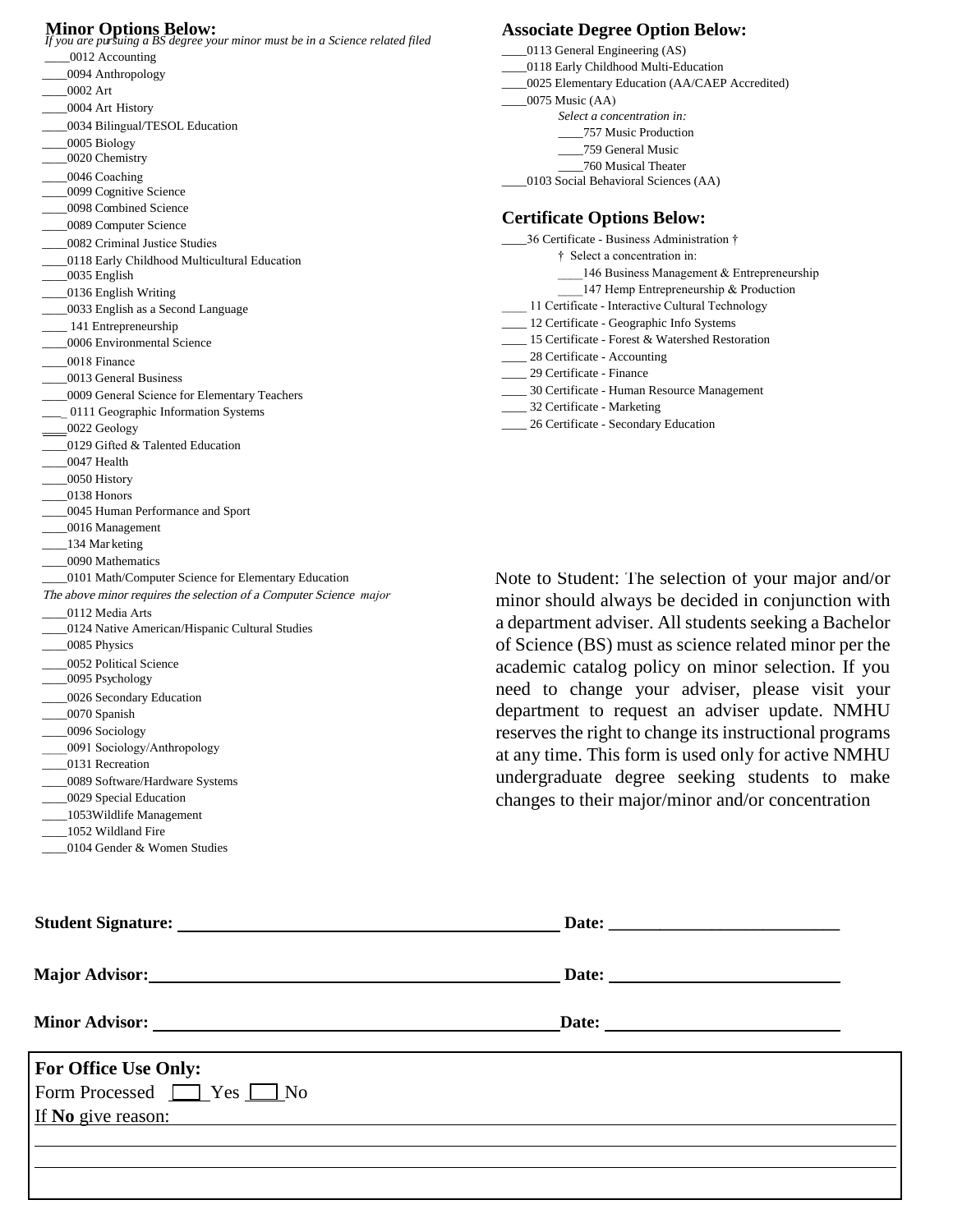## Minor Options Below:

*If you are pursuing a BS degree your minor must be in a Science related filed*

____0012 Accounting
____0094 Anthropology
____0002 Art
____0004 Art History
____0034 Bilingual/TESOL Education
____0005 Biology
____0020 Chemistry
____0046 Coaching
____0099 Cognitive Science
____0098 Combined Science
____0089 Computer Science
____0082 Criminal Justice Studies
____0118 Early Childhood Multicultural Education
____0035 English
____0136 English Writing
____0033 English as a Second Language
____ 141 Entrepreneurship
____0006 Environmental Science
____0018 Finance
____0013 General Business
____0009 General Science for Elementary Teachers
____ 0111 Geographic Information Systems
____0022 Geology
____0129 Gifted & Talented Education
____0047 Health
____0050 History
____0138 Honors
____0045 Human Performance and Sport
____0016 Management
____134 Marketing
____0090 Mathematics
____0101 Math/Computer Science for Elementary Education
*The above minor requires the selection of a Computer Science major*
____0112 Media Arts
____0124 Native American/Hispanic Cultural Studies
____0085 Physics
____0052 Political Science
____0095 Psychology
____0026 Secondary Education
____0070 Spanish
____0096 Sociology
____0091 Sociology/Anthropology
____0131 Recreation
____0089 Software/Hardware Systems
____0029 Special Education
____1053Wildlife Management
____1052 Wildland Fire
____0104 Gender & Women Studies

## Associate Degree Option Below:

____0113 General Engineering (AS)
____0118 Early Childhood Multi-Education
____0025 Elementary Education (AA/CAEP Accredited)
____0075 Music (AA)
*Select a concentration in:*
____757 Music Production
____759 General Music
____760 Musical Theater
____0103 Social Behavioral Sciences (AA)

## Certificate Options Below:

____36 Certificate - Business Administration †
† Select a concentration in:
____146 Business Management & Entrepreneurship
____147 Hemp Entrepreneurship & Production
____ 11 Certificate - Interactive Cultural Technology
____ 12 Certificate - Geographic Info Systems
____ 15 Certificate - Forest & Watershed Restoration
____ 28 Certificate - Accounting
____ 29 Certificate - Finance
____ 30 Certificate - Human Resource Management
____ 32 Certificate - Marketing
____ 26 Certificate - Secondary Education

Note to Student: The selection of your major and/or minor should always be decided in conjunction with a department adviser. All students seeking a Bachelor of Science (BS) must as science related minor per the academic catalog policy on minor selection. If you need to change your adviser, please visit your department to request an adviser update. NMHU reserves the right to change its instructional programs at any time. This form is used only for active NMHU undergraduate degree seeking students to make changes to their major/minor and/or concentration

**Student Signature:** ____________________ **Date:** ____________________

**Major Advisor:** ____________________ **Date:** ____________________

**Minor Advisor:** ____________________ **Date:** ____________________

**For Office Use Only:**
Form Processed ☐ Yes ☐ No
If **No** give reason: ____________________